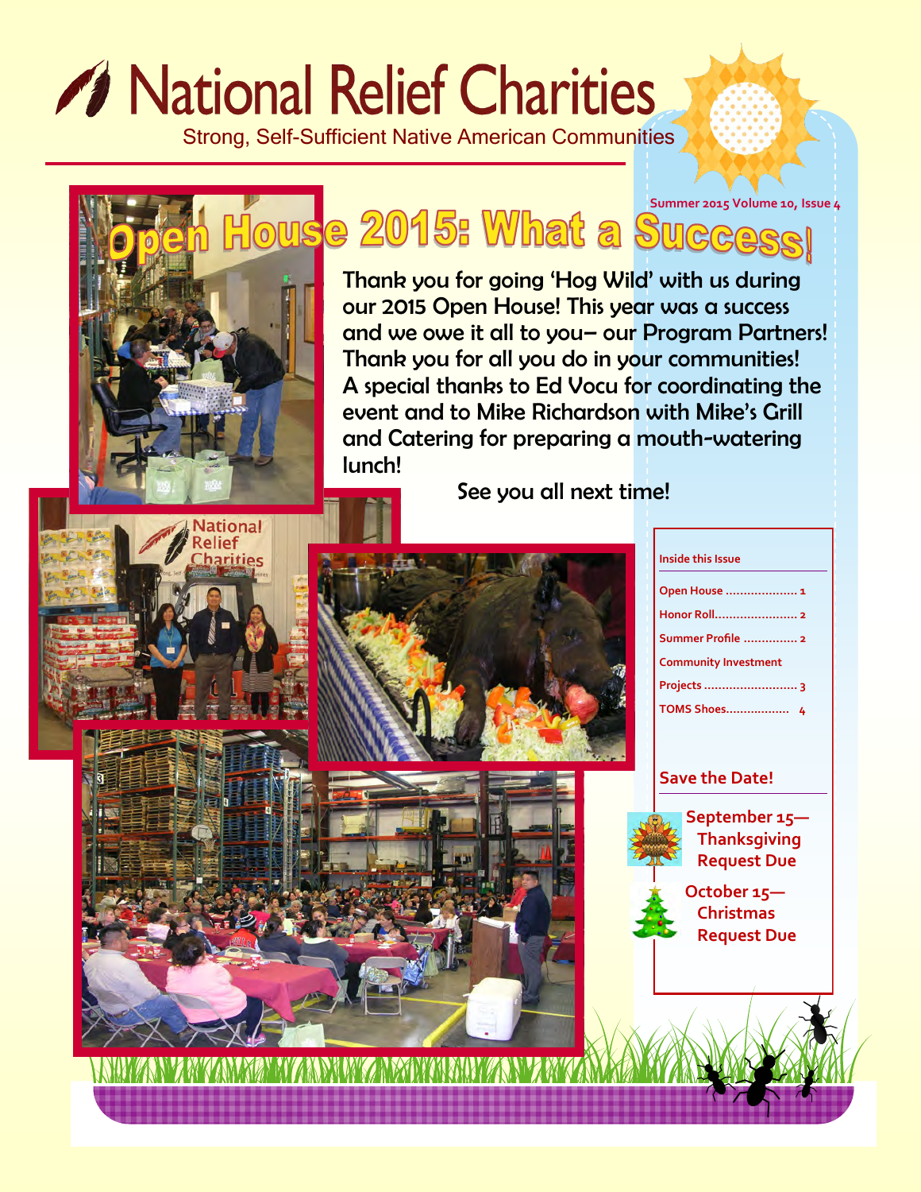# National Relief Charities

Strong, Self-Sufficient Native American Communities

Summer 2015 Volume 10, Issue 4

## Open House 2015: What a Success!

Thank you for going 'Hog Wild' with us during our 2015 Open House! This year was a success and we owe it all to you– our Program Partners! Thank you for all you do in your communities! A special thanks to Ed Vocu for coordinating the event and to Mike Richardson with Mike's Grill and Catering for preparing a mouth-watering lunch!

See you all next time!

### Inside this Issue

- Open House .................... 1
- Honor Roll....................... 2
- Summer Profile ............... 2
- Community Investment Projects .......................... 3
- TOMS Shoes.................. 4

### Save the Date!

**September 15— Thanksgiving Request Due**

**October 15— Christmas Request Due**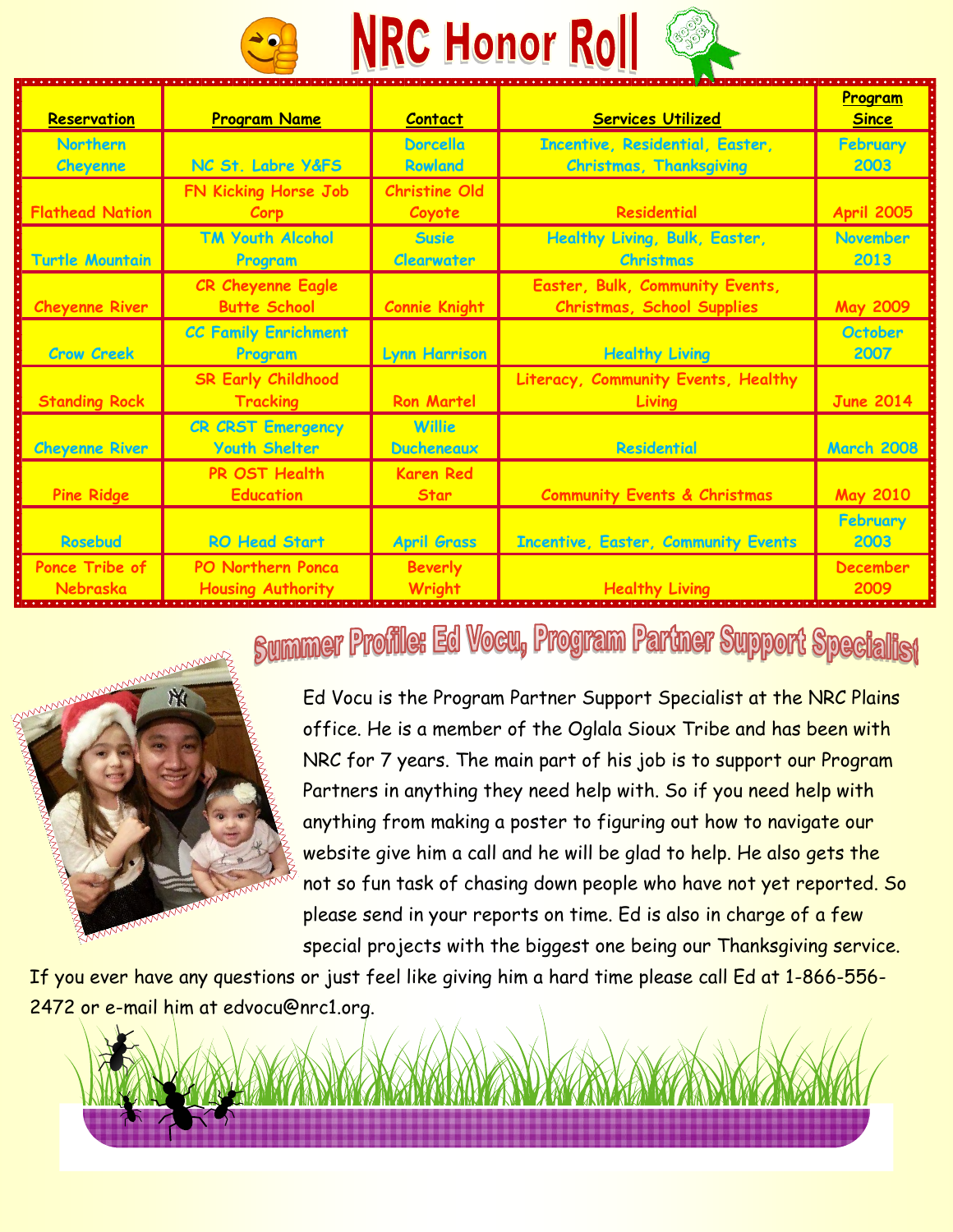# NRC Honor Roll

| Reservation | Program Name | Contact | Services Utilized | Program Since |
|---|---|---|---|---|
| Northern Cheyenne | NC St. Labre Y&FS | Dorcella Rowland | Incentive, Residential, Easter, Christmas, Thanksgiving | February 2003 |
| Flathead Nation | FN Kicking Horse Job Corp | Christine Old Coyote | Residential | April 2005 |
| Turtle Mountain | TM Youth Alcohol Program | Susie Clearwater | Healthy Living, Bulk, Easter, Christmas | November 2013 |
| Cheyenne River | CR Cheyenne Eagle Butte School | Connie Knight | Easter, Bulk, Community Events, Christmas, School Supplies | May 2009 |
| Crow Creek | CC Family Enrichment Program | Lynn Harrison | Healthy Living | October 2007 |
| Standing Rock | SR Early Childhood Tracking | Ron Martel | Literacy, Community Events, Healthy Living | June 2014 |
| Cheyenne River | CR CRST Emergency Youth Shelter | Willie Ducheneaux | Residential | March 2008 |
| Pine Ridge | PR OST Health Education | Karen Red Star | Community Events & Christmas | May 2010 |
| Rosebud | RO Head Start | April Grass | Incentive, Easter, Community Events | February 2003 |
| Ponce Tribe of Nebraska | PO Northern Ponca Housing Authority | Beverly Wright | Healthy Living | December 2009 |

## Summer Profile: Ed Vocu, Program Partner Support Specialist

Ed Vocu is the Program Partner Support Specialist at the NRC Plains office. He is a member of the Oglala Sioux Tribe and has been with NRC for 7 years. The main part of his job is to support our Program Partners in anything they need help with. So if you need help with anything from making a poster to figuring out how to navigate our website give him a call and he will be glad to help. He also gets the not so fun task of chasing down people who have not yet reported. So please send in your reports on time. Ed is also in charge of a few special projects with the biggest one being our Thanksgiving service. If you ever have any questions or just feel like giving him a hard time please call Ed at 1-866-556-2472 or e-mail him at edvocu@nrc1.org.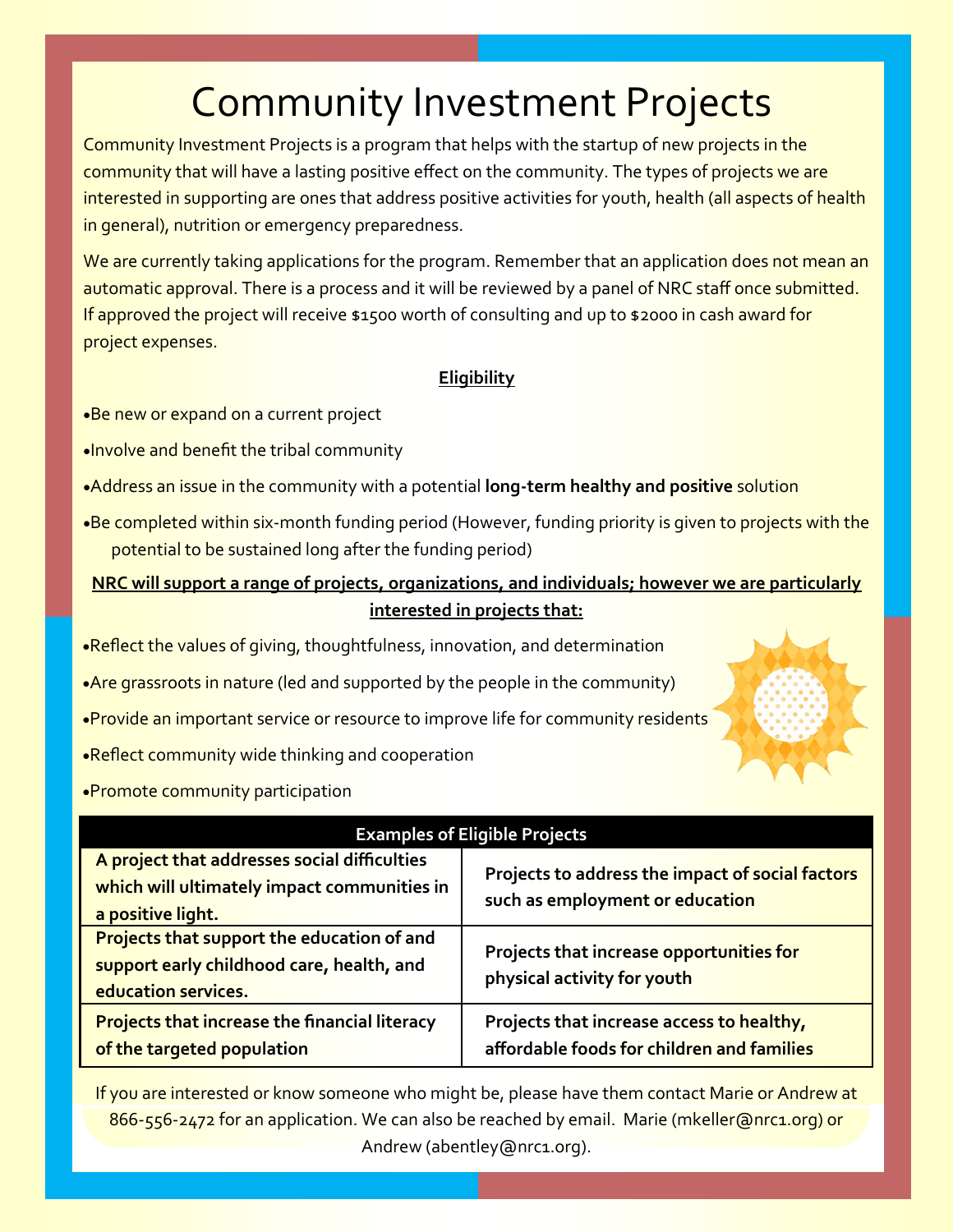# Community Investment Projects

Community Investment Projects is a program that helps with the startup of new projects in the community that will have a lasting positive effect on the community. The types of projects we are interested in supporting are ones that address positive activities for youth, health (all aspects of health in general), nutrition or emergency preparedness.

We are currently taking applications for the program. Remember that an application does not mean an automatic approval. There is a process and it will be reviewed by a panel of NRC staff once submitted. If approved the project will receive $1500 worth of consulting and up to $2000 in cash award for project expenses.

**Eligibility**

- Be new or expand on a current project
- Involve and benefit the tribal community
- Address an issue in the community with a potential **long-term healthy and positive** solution
- Be completed within six-month funding period (However, funding priority is given to projects with the potential to be sustained long after the funding period)

**NRC will support a range of projects, organizations, and individuals; however we are particularly interested in projects that:**

- Reflect the values of giving, thoughtfulness, innovation, and determination
- Are grassroots in nature (led and supported by the people in the community)
- Provide an important service or resource to improve life for community residents
- Reflect community wide thinking and cooperation
- Promote community participation

| Examples of Eligible Projects | |
|---|---|
| **A project that addresses social difficulties which will ultimately impact communities in a positive light.** | **Projects to address the impact of social factors such as employment or education** |
| **Projects that support the education of and support early childhood care, health, and education services.** | **Projects that increase opportunities for physical activity for youth** |
| **Projects that increase the financial literacy of the targeted population** | **Projects that increase access to healthy, affordable foods for children and families** |

If you are interested or know someone who might be, please have them contact Marie or Andrew at 866-556-2472 for an application. We can also be reached by email. Marie (mkeller@nrc1.org) or Andrew (abentley@nrc1.org).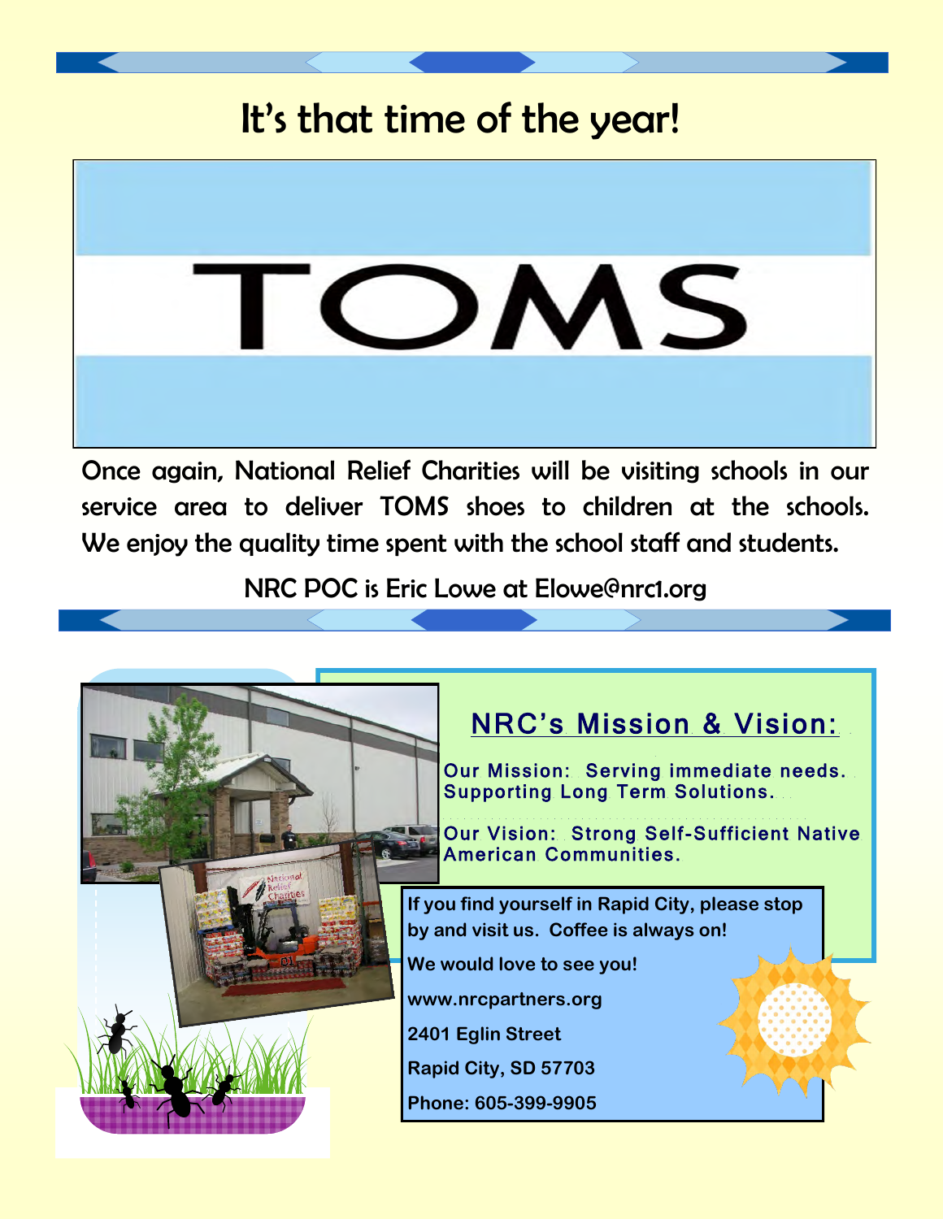# It's that time of the year!

TOMS

Once again, National Relief Charities will be visiting schools in our service area to deliver TOMS shoes to children at the schools. We enjoy the quality time spent with the school staff and students.

NRC POC is Eric Lowe at Elowe@nrc1.org

## NRC's Mission & Vision:

Our Mission: Serving immediate needs. Supporting Long Term Solutions.

Our Vision: Strong Self-Sufficient Native American Communities.

**If you find yourself in Rapid City, please stop by and visit us. Coffee is always on!**

**We would love to see you!**

**www.nrcpartners.org**

**2401 Eglin Street**

**Rapid City, SD 57703**

**Phone: 605-399-9905**